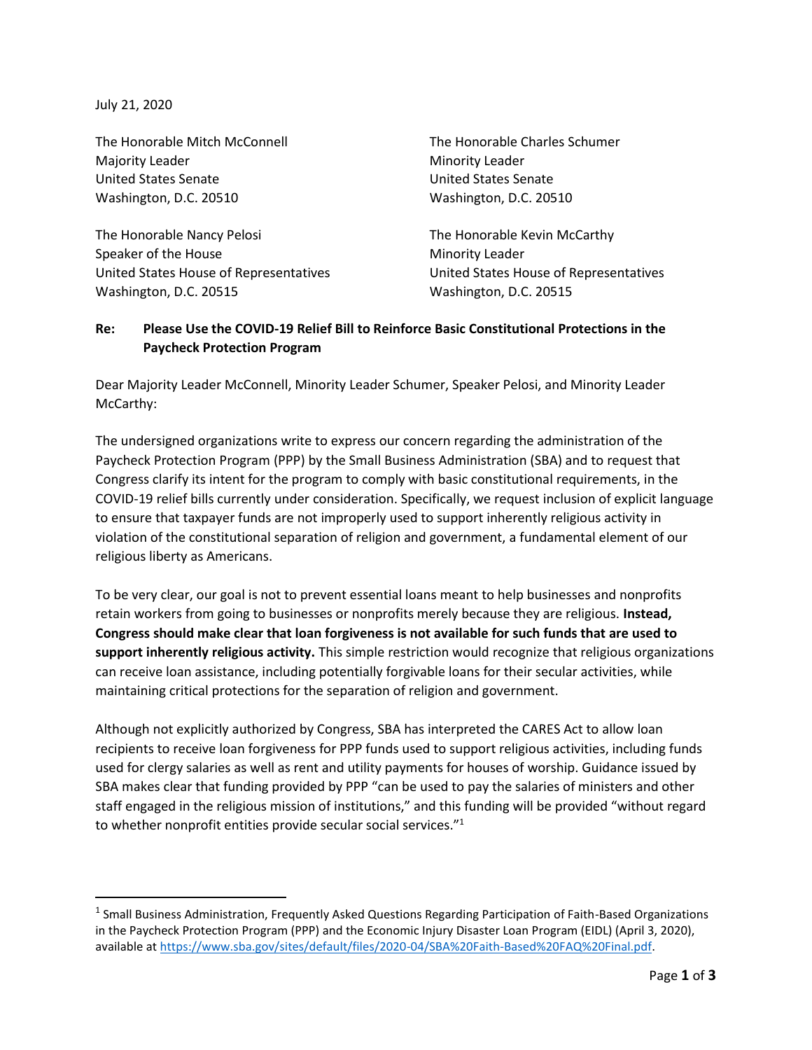July 21, 2020

The Honorable Mitch McConnell
Majority Leader
United States Senate
Washington, D.C. 20510

The Honorable Charles Schumer
Minority Leader
United States Senate
Washington, D.C. 20510

The Honorable Nancy Pelosi
Speaker of the House
United States House of Representatives
Washington, D.C. 20515

The Honorable Kevin McCarthy
Minority Leader
United States House of Representatives
Washington, D.C. 20515

**Re: Please Use the COVID-19 Relief Bill to Reinforce Basic Constitutional Protections in the Paycheck Protection Program**

Dear Majority Leader McConnell, Minority Leader Schumer, Speaker Pelosi, and Minority Leader McCarthy:

The undersigned organizations write to express our concern regarding the administration of the Paycheck Protection Program (PPP) by the Small Business Administration (SBA) and to request that Congress clarify its intent for the program to comply with basic constitutional requirements, in the COVID-19 relief bills currently under consideration. Specifically, we request inclusion of explicit language to ensure that taxpayer funds are not improperly used to support inherently religious activity in violation of the constitutional separation of religion and government, a fundamental element of our religious liberty as Americans.

To be very clear, our goal is not to prevent essential loans meant to help businesses and nonprofits retain workers from going to businesses or nonprofits merely because they are religious. **Instead, Congress should make clear that loan forgiveness is not available for such funds that are used to support inherently religious activity.** This simple restriction would recognize that religious organizations can receive loan assistance, including potentially forgivable loans for their secular activities, while maintaining critical protections for the separation of religion and government.

Although not explicitly authorized by Congress, SBA has interpreted the CARES Act to allow loan recipients to receive loan forgiveness for PPP funds used to support religious activities, including funds used for clergy salaries as well as rent and utility payments for houses of worship. Guidance issued by SBA makes clear that funding provided by PPP "can be used to pay the salaries of ministers and other staff engaged in the religious mission of institutions," and this funding will be provided "without regard to whether nonprofit entities provide secular social services."[1]

---

[1] Small Business Administration, Frequently Asked Questions Regarding Participation of Faith-Based Organizations in the Paycheck Protection Program (PPP) and the Economic Injury Disaster Loan Program (EIDL) (April 3, 2020), available at https://www.sba.gov/sites/default/files/2020-04/SBA%20Faith-Based%20FAQ%20Final.pdf.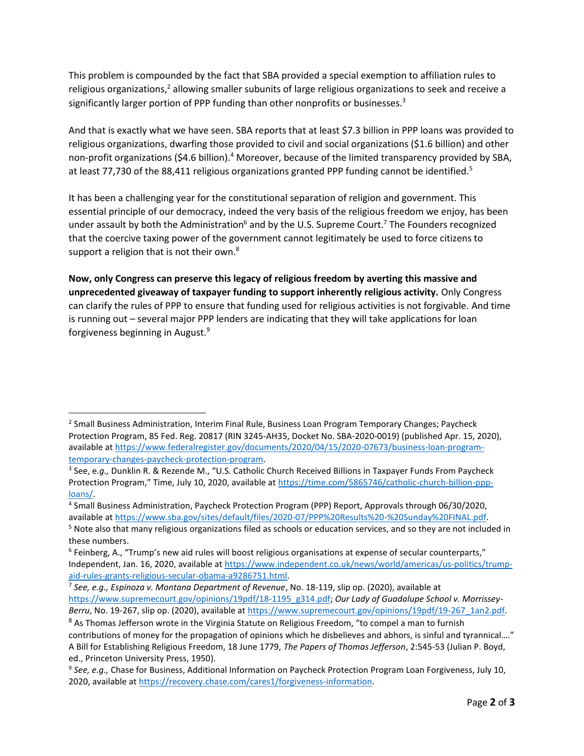This problem is compounded by the fact that SBA provided a special exemption to affiliation rules to religious organizations,[2] allowing smaller subunits of large religious organizations to seek and receive a significantly larger portion of PPP funding than other nonprofits or businesses.[3]

And that is exactly what we have seen. SBA reports that at least $7.3 billion in PPP loans was provided to religious organizations, dwarfing those provided to civil and social organizations ($1.6 billion) and other non-profit organizations ($4.6 billion).[4] Moreover, because of the limited transparency provided by SBA, at least 77,730 of the 88,411 religious organizations granted PPP funding cannot be identified.[5]

It has been a challenging year for the constitutional separation of religion and government. This essential principle of our democracy, indeed the very basis of the religious freedom we enjoy, has been under assault by both the Administration[6] and by the U.S. Supreme Court.[7] The Founders recognized that the coercive taxing power of the government cannot legitimately be used to force citizens to support a religion that is not their own.[8]

**Now, only Congress can preserve this legacy of religious freedom by averting this massive and unprecedented giveaway of taxpayer funding to support inherently religious activity.** Only Congress can clarify the rules of PPP to ensure that funding used for religious activities is not forgivable. And time is running out – several major PPP lenders are indicating that they will take applications for loan forgiveness beginning in August.[9]

---

[2] Small Business Administration, Interim Final Rule, Business Loan Program Temporary Changes; Paycheck Protection Program, 85 Fed. Reg. 20817 (RIN 3245-AH35, Docket No. SBA-2020-0019) (published Apr. 15, 2020), available at https://www.federalregister.gov/documents/2020/04/15/2020-07673/business-loan-program-temporary-changes-paycheck-protection-program.

[3] See, e.g., Dunklin R. & Rezende M., "U.S. Catholic Church Received Billions in Taxpayer Funds From Paycheck Protection Program," Time, July 10, 2020, available at https://time.com/5865746/catholic-church-billion-ppp-loans/.

[4] Small Business Administration, Paycheck Protection Program (PPP) Report, Approvals through 06/30/2020, available at https://www.sba.gov/sites/default/files/2020-07/PPP%20Results%20-%20Sunday%20FINAL.pdf.

[5] Note also that many religious organizations filed as schools or education services, and so they are not included in these numbers.

[6] Feinberg, A., "Trump's new aid rules will boost religious organisations at expense of secular counterparts," Independent, Jan. 16, 2020, available at https://www.independent.co.uk/news/world/americas/us-politics/trump-aid-rules-grants-religious-secular-obama-a9286751.html.

[7] *See, e.g., Espinoza v. Montana Department of Revenue*, No. 18-119, slip op. (2020), available at https://www.supremecourt.gov/opinions/19pdf/18-1195_g314.pdf; *Our Lady of Guadalupe School v. Morrissey-Berru*, No. 19-267, slip op. (2020), available at https://www.supremecourt.gov/opinions/19pdf/19-267_1an2.pdf.

[8] As Thomas Jefferson wrote in the Virginia Statute on Religious Freedom, "to compel a man to furnish contributions of money for the propagation of opinions which he disbelieves and abhors, is sinful and tyrannical…." A Bill for Establishing Religious Freedom, 18 June 1779, *The Papers of Thomas Jefferson*, 2:545-53 (Julian P. Boyd, ed., Princeton University Press, 1950).

[9] *See, e.g.,* Chase for Business, Additional Information on Paycheck Protection Program Loan Forgiveness, July 10, 2020, available at https://recovery.chase.com/cares1/forgiveness-information.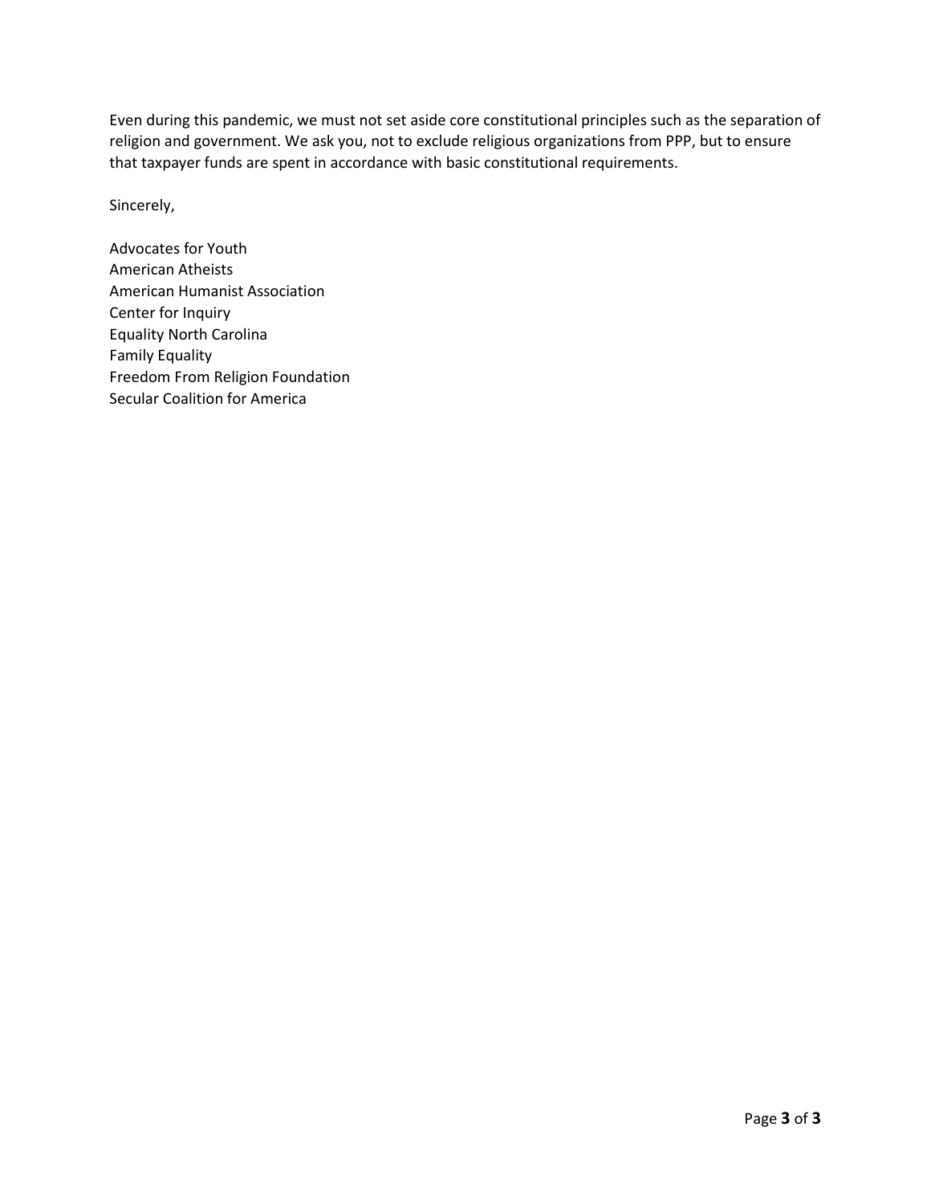Even during this pandemic, we must not set aside core constitutional principles such as the separation of religion and government. We ask you, not to exclude religious organizations from PPP, but to ensure that taxpayer funds are spent in accordance with basic constitutional requirements.

Sincerely,

Advocates for Youth
American Atheists
American Humanist Association
Center for Inquiry
Equality North Carolina
Family Equality
Freedom From Religion Foundation
Secular Coalition for America